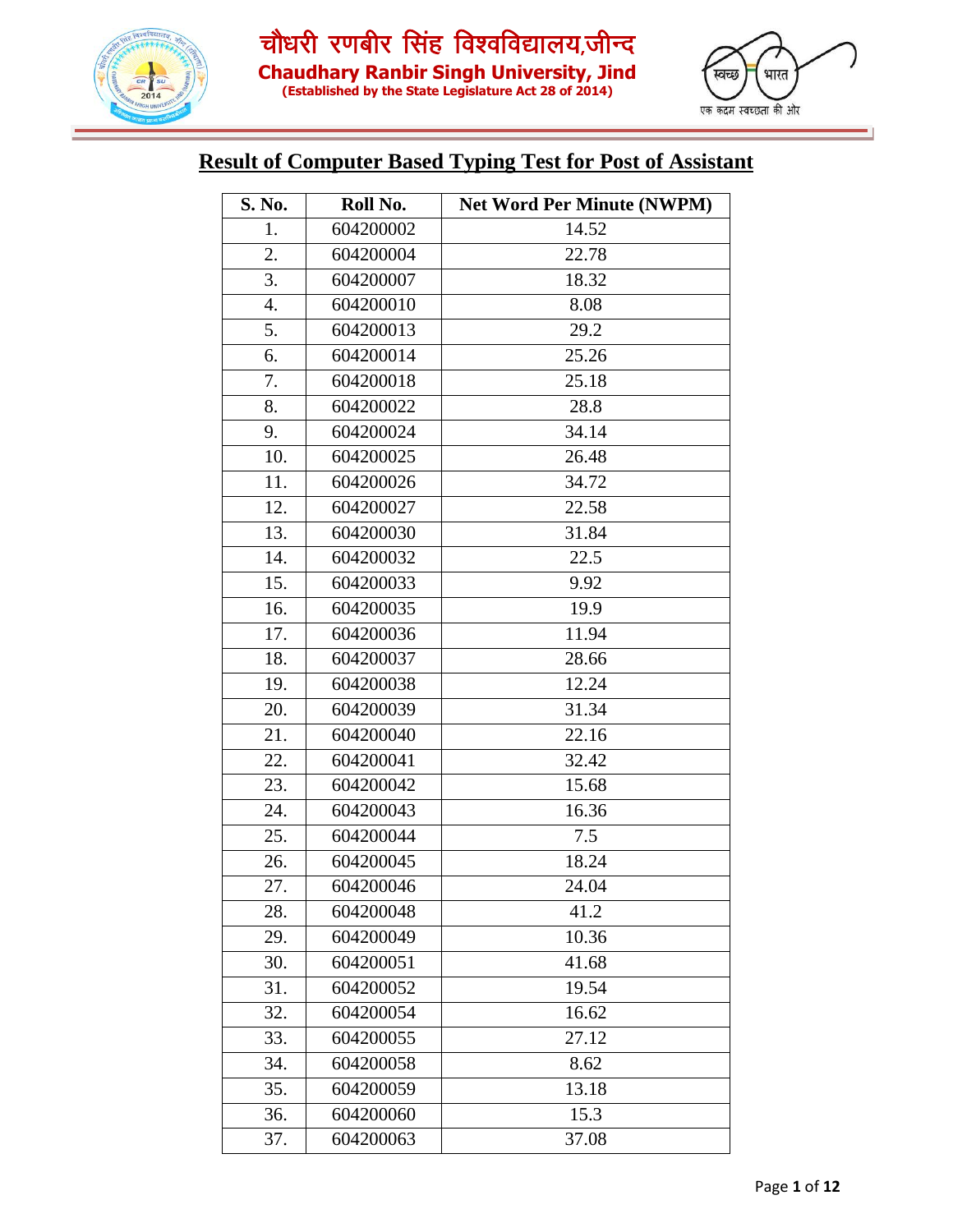चौधरी रणबीर सिंह विश्वविद्यालय,जीन्द

**Chaudhary Ranbir Singh University, Jind**

**(Established by the State Legislature Act 28 of 2014)**

स्वच्छ भारत
एक कदम स्वच्छता की ओर

## Result of Computer Based Typing Test for Post of Assistant

| S. No. | Roll No. | Net Word Per Minute (NWPM) |
|---|---|---|
| 1. | 604200002 | 14.52 |
| 2. | 604200004 | 22.78 |
| 3. | 604200007 | 18.32 |
| 4. | 604200010 | 8.08 |
| 5. | 604200013 | 29.2 |
| 6. | 604200014 | 25.26 |
| 7. | 604200018 | 25.18 |
| 8. | 604200022 | 28.8 |
| 9. | 604200024 | 34.14 |
| 10. | 604200025 | 26.48 |
| 11. | 604200026 | 34.72 |
| 12. | 604200027 | 22.58 |
| 13. | 604200030 | 31.84 |
| 14. | 604200032 | 22.5 |
| 15. | 604200033 | 9.92 |
| 16. | 604200035 | 19.9 |
| 17. | 604200036 | 11.94 |
| 18. | 604200037 | 28.66 |
| 19. | 604200038 | 12.24 |
| 20. | 604200039 | 31.34 |
| 21. | 604200040 | 22.16 |
| 22. | 604200041 | 32.42 |
| 23. | 604200042 | 15.68 |
| 24. | 604200043 | 16.36 |
| 25. | 604200044 | 7.5 |
| 26. | 604200045 | 18.24 |
| 27. | 604200046 | 24.04 |
| 28. | 604200048 | 41.2 |
| 29. | 604200049 | 10.36 |
| 30. | 604200051 | 41.68 |
| 31. | 604200052 | 19.54 |
| 32. | 604200054 | 16.62 |
| 33. | 604200055 | 27.12 |
| 34. | 604200058 | 8.62 |
| 35. | 604200059 | 13.18 |
| 36. | 604200060 | 15.3 |
| 37. | 604200063 | 37.08 |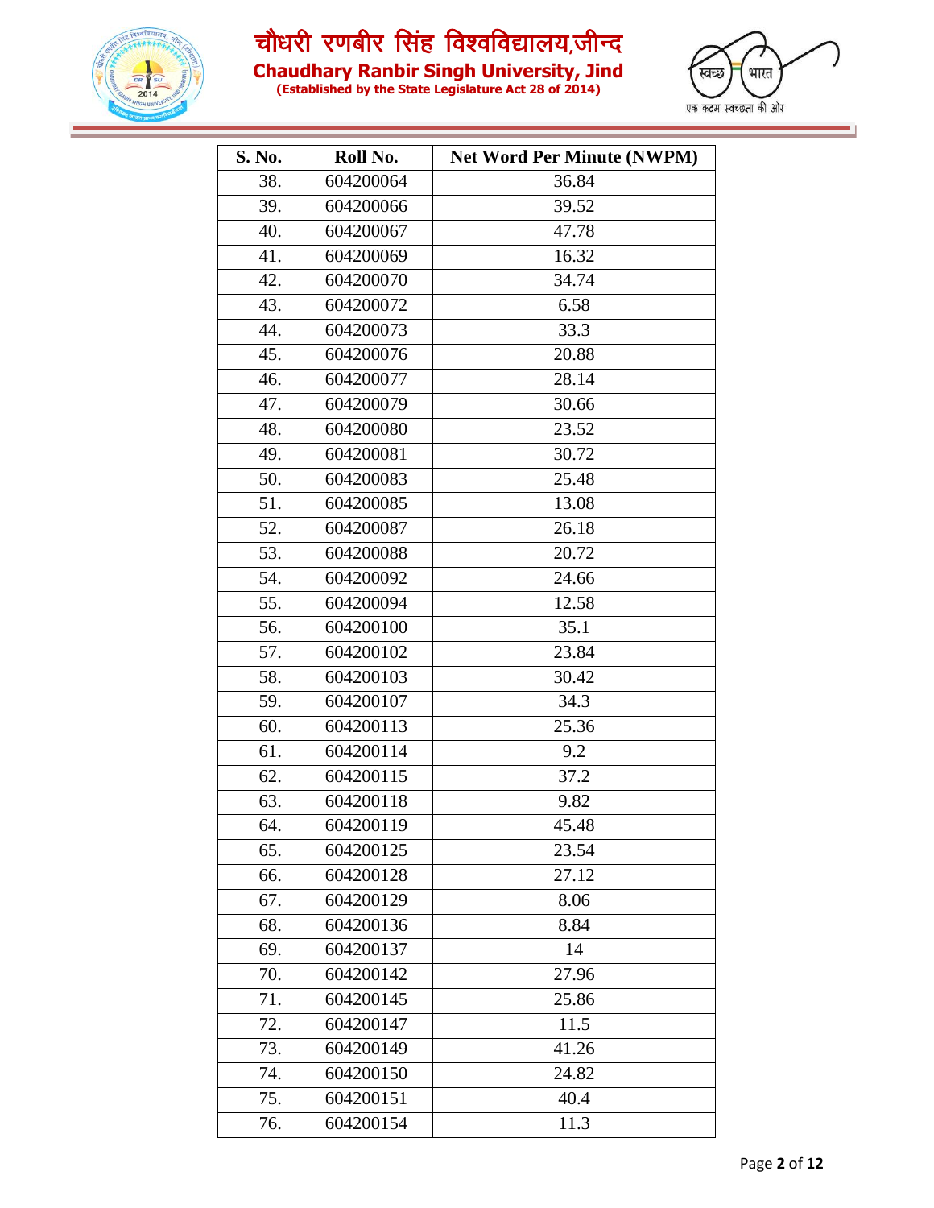| S. No. | Roll No. | Net Word Per Minute (NWPM) |
|---|---|---|
| 38. | 604200064 | 36.84 |
| 39. | 604200066 | 39.52 |
| 40. | 604200067 | 47.78 |
| 41. | 604200069 | 16.32 |
| 42. | 604200070 | 34.74 |
| 43. | 604200072 | 6.58 |
| 44. | 604200073 | 33.3 |
| 45. | 604200076 | 20.88 |
| 46. | 604200077 | 28.14 |
| 47. | 604200079 | 30.66 |
| 48. | 604200080 | 23.52 |
| 49. | 604200081 | 30.72 |
| 50. | 604200083 | 25.48 |
| 51. | 604200085 | 13.08 |
| 52. | 604200087 | 26.18 |
| 53. | 604200088 | 20.72 |
| 54. | 604200092 | 24.66 |
| 55. | 604200094 | 12.58 |
| 56. | 604200100 | 35.1 |
| 57. | 604200102 | 23.84 |
| 58. | 604200103 | 30.42 |
| 59. | 604200107 | 34.3 |
| 60. | 604200113 | 25.36 |
| 61. | 604200114 | 9.2 |
| 62. | 604200115 | 37.2 |
| 63. | 604200118 | 9.82 |
| 64. | 604200119 | 45.48 |
| 65. | 604200125 | 23.54 |
| 66. | 604200128 | 27.12 |
| 67. | 604200129 | 8.06 |
| 68. | 604200136 | 8.84 |
| 69. | 604200137 | 14 |
| 70. | 604200142 | 27.96 |
| 71. | 604200145 | 25.86 |
| 72. | 604200147 | 11.5 |
| 73. | 604200149 | 41.26 |
| 74. | 604200150 | 24.82 |
| 75. | 604200151 | 40.4 |
| 76. | 604200154 | 11.3 |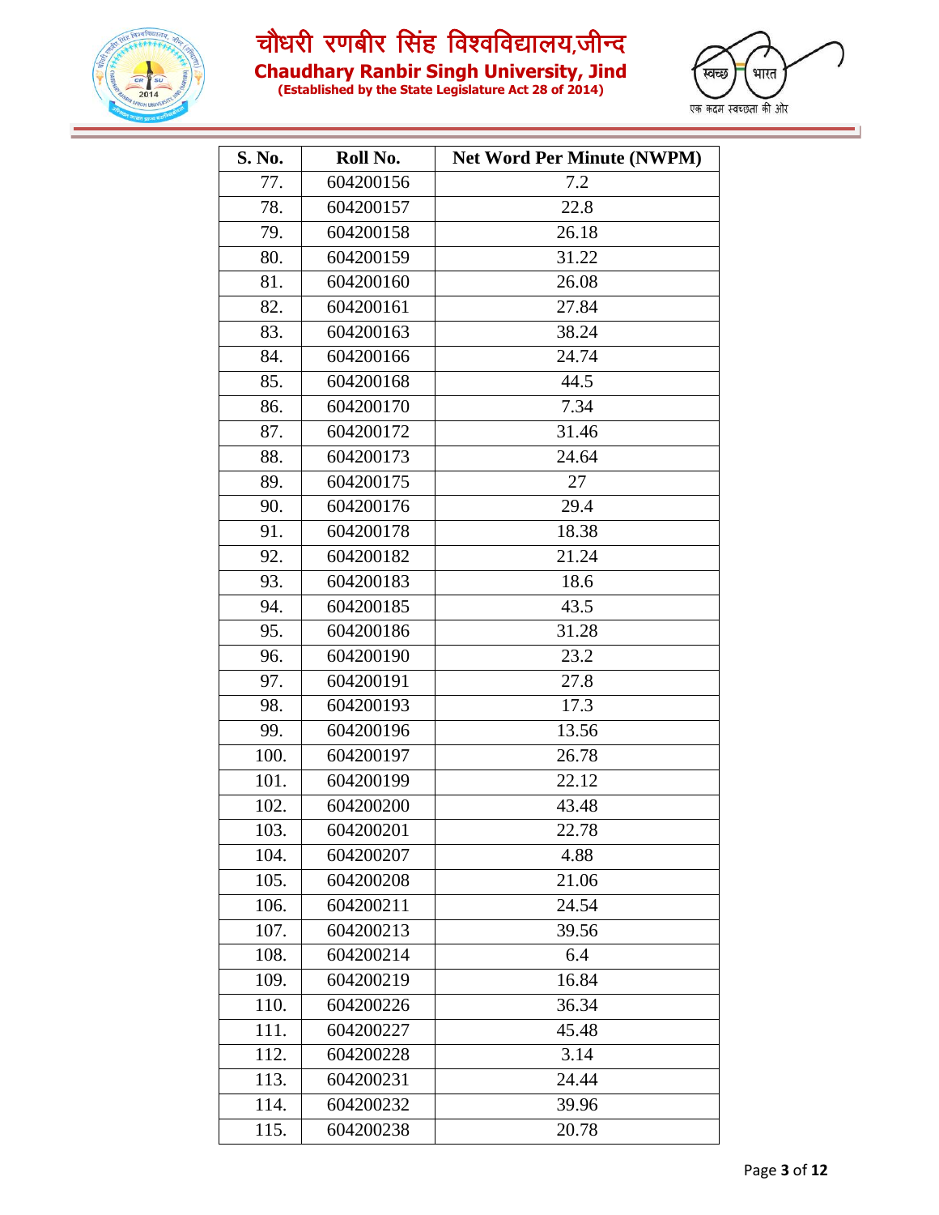| S. No. | Roll No. | Net Word Per Minute (NWPM) |
|---|---|---|
| 77. | 604200156 | 7.2 |
| 78. | 604200157 | 22.8 |
| 79. | 604200158 | 26.18 |
| 80. | 604200159 | 31.22 |
| 81. | 604200160 | 26.08 |
| 82. | 604200161 | 27.84 |
| 83. | 604200163 | 38.24 |
| 84. | 604200166 | 24.74 |
| 85. | 604200168 | 44.5 |
| 86. | 604200170 | 7.34 |
| 87. | 604200172 | 31.46 |
| 88. | 604200173 | 24.64 |
| 89. | 604200175 | 27 |
| 90. | 604200176 | 29.4 |
| 91. | 604200178 | 18.38 |
| 92. | 604200182 | 21.24 |
| 93. | 604200183 | 18.6 |
| 94. | 604200185 | 43.5 |
| 95. | 604200186 | 31.28 |
| 96. | 604200190 | 23.2 |
| 97. | 604200191 | 27.8 |
| 98. | 604200193 | 17.3 |
| 99. | 604200196 | 13.56 |
| 100. | 604200197 | 26.78 |
| 101. | 604200199 | 22.12 |
| 102. | 604200200 | 43.48 |
| 103. | 604200201 | 22.78 |
| 104. | 604200207 | 4.88 |
| 105. | 604200208 | 21.06 |
| 106. | 604200211 | 24.54 |
| 107. | 604200213 | 39.56 |
| 108. | 604200214 | 6.4 |
| 109. | 604200219 | 16.84 |
| 110. | 604200226 | 36.34 |
| 111. | 604200227 | 45.48 |
| 112. | 604200228 | 3.14 |
| 113. | 604200231 | 24.44 |
| 114. | 604200232 | 39.96 |
| 115. | 604200238 | 20.78 |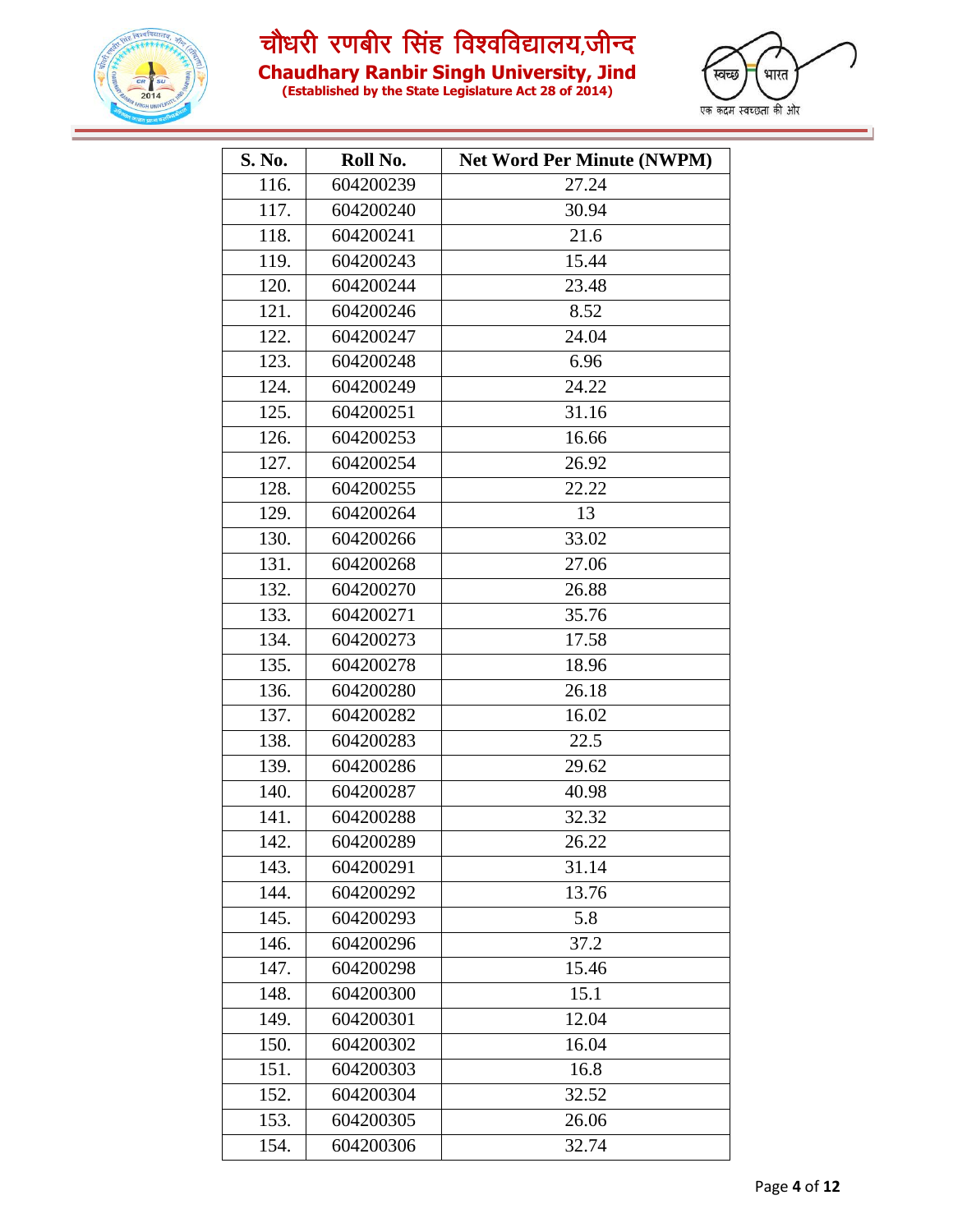| S. No. | Roll No. | Net Word Per Minute (NWPM) |
|---|---|---|
| 116. | 604200239 | 27.24 |
| 117. | 604200240 | 30.94 |
| 118. | 604200241 | 21.6 |
| 119. | 604200243 | 15.44 |
| 120. | 604200244 | 23.48 |
| 121. | 604200246 | 8.52 |
| 122. | 604200247 | 24.04 |
| 123. | 604200248 | 6.96 |
| 124. | 604200249 | 24.22 |
| 125. | 604200251 | 31.16 |
| 126. | 604200253 | 16.66 |
| 127. | 604200254 | 26.92 |
| 128. | 604200255 | 22.22 |
| 129. | 604200264 | 13 |
| 130. | 604200266 | 33.02 |
| 131. | 604200268 | 27.06 |
| 132. | 604200270 | 26.88 |
| 133. | 604200271 | 35.76 |
| 134. | 604200273 | 17.58 |
| 135. | 604200278 | 18.96 |
| 136. | 604200280 | 26.18 |
| 137. | 604200282 | 16.02 |
| 138. | 604200283 | 22.5 |
| 139. | 604200286 | 29.62 |
| 140. | 604200287 | 40.98 |
| 141. | 604200288 | 32.32 |
| 142. | 604200289 | 26.22 |
| 143. | 604200291 | 31.14 |
| 144. | 604200292 | 13.76 |
| 145. | 604200293 | 5.8 |
| 146. | 604200296 | 37.2 |
| 147. | 604200298 | 15.46 |
| 148. | 604200300 | 15.1 |
| 149. | 604200301 | 12.04 |
| 150. | 604200302 | 16.04 |
| 151. | 604200303 | 16.8 |
| 152. | 604200304 | 32.52 |
| 153. | 604200305 | 26.06 |
| 154. | 604200306 | 32.74 |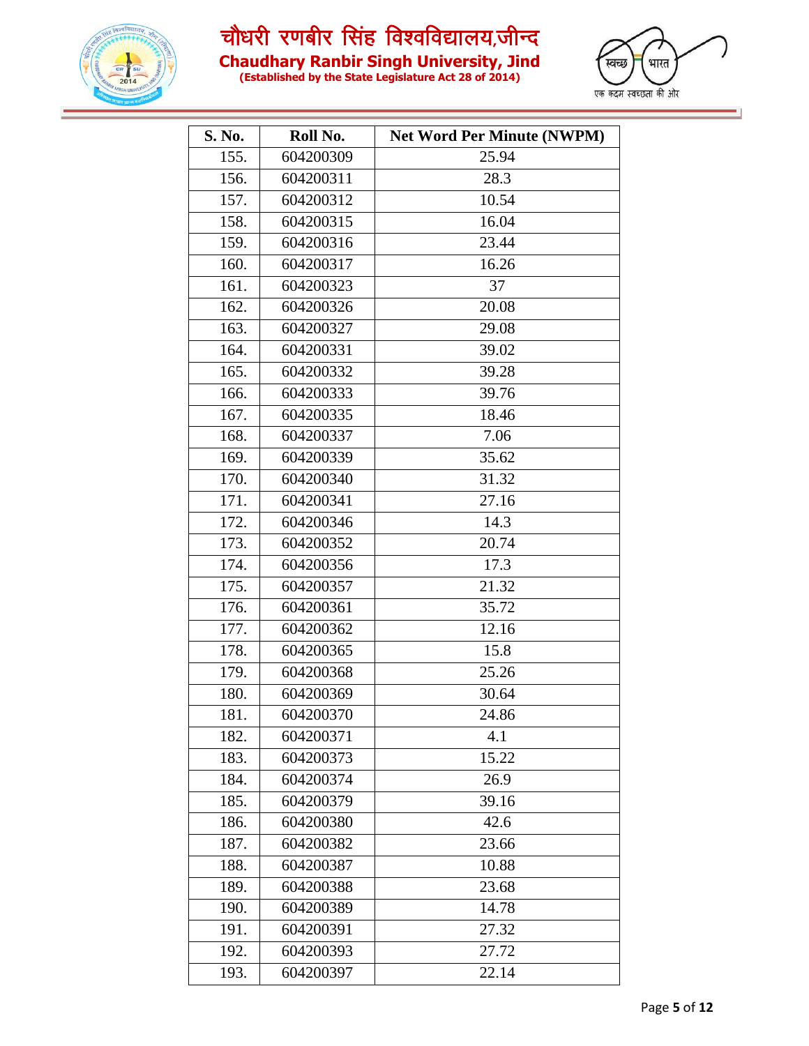| S. No. | Roll No. | Net Word Per Minute (NWPM) |
|---|---|---|
| 155. | 604200309 | 25.94 |
| 156. | 604200311 | 28.3 |
| 157. | 604200312 | 10.54 |
| 158. | 604200315 | 16.04 |
| 159. | 604200316 | 23.44 |
| 160. | 604200317 | 16.26 |
| 161. | 604200323 | 37 |
| 162. | 604200326 | 20.08 |
| 163. | 604200327 | 29.08 |
| 164. | 604200331 | 39.02 |
| 165. | 604200332 | 39.28 |
| 166. | 604200333 | 39.76 |
| 167. | 604200335 | 18.46 |
| 168. | 604200337 | 7.06 |
| 169. | 604200339 | 35.62 |
| 170. | 604200340 | 31.32 |
| 171. | 604200341 | 27.16 |
| 172. | 604200346 | 14.3 |
| 173. | 604200352 | 20.74 |
| 174. | 604200356 | 17.3 |
| 175. | 604200357 | 21.32 |
| 176. | 604200361 | 35.72 |
| 177. | 604200362 | 12.16 |
| 178. | 604200365 | 15.8 |
| 179. | 604200368 | 25.26 |
| 180. | 604200369 | 30.64 |
| 181. | 604200370 | 24.86 |
| 182. | 604200371 | 4.1 |
| 183. | 604200373 | 15.22 |
| 184. | 604200374 | 26.9 |
| 185. | 604200379 | 39.16 |
| 186. | 604200380 | 42.6 |
| 187. | 604200382 | 23.66 |
| 188. | 604200387 | 10.88 |
| 189. | 604200388 | 23.68 |
| 190. | 604200389 | 14.78 |
| 191. | 604200391 | 27.32 |
| 192. | 604200393 | 27.72 |
| 193. | 604200397 | 22.14 |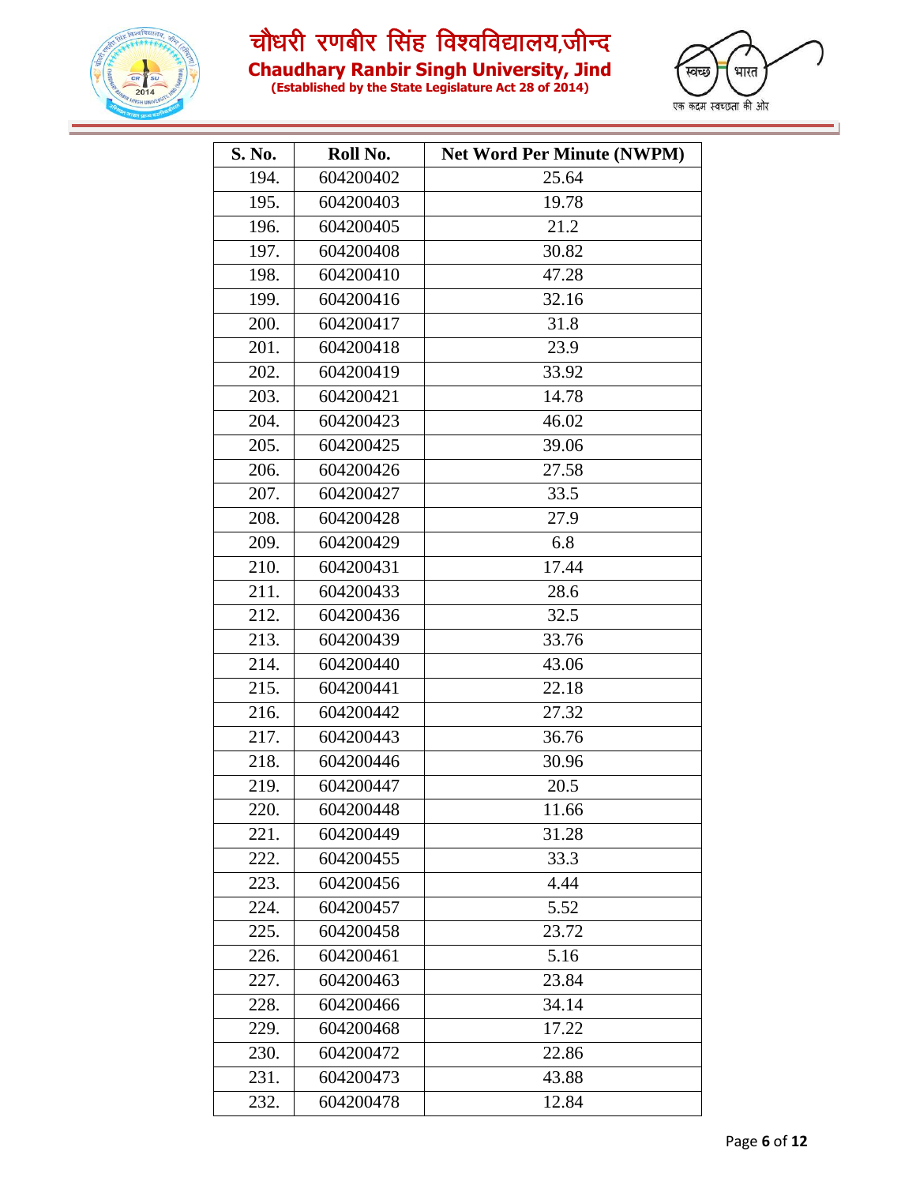| S. No. | Roll No. | Net Word Per Minute (NWPM) |
|---|---|---|
| 194. | 604200402 | 25.64 |
| 195. | 604200403 | 19.78 |
| 196. | 604200405 | 21.2 |
| 197. | 604200408 | 30.82 |
| 198. | 604200410 | 47.28 |
| 199. | 604200416 | 32.16 |
| 200. | 604200417 | 31.8 |
| 201. | 604200418 | 23.9 |
| 202. | 604200419 | 33.92 |
| 203. | 604200421 | 14.78 |
| 204. | 604200423 | 46.02 |
| 205. | 604200425 | 39.06 |
| 206. | 604200426 | 27.58 |
| 207. | 604200427 | 33.5 |
| 208. | 604200428 | 27.9 |
| 209. | 604200429 | 6.8 |
| 210. | 604200431 | 17.44 |
| 211. | 604200433 | 28.6 |
| 212. | 604200436 | 32.5 |
| 213. | 604200439 | 33.76 |
| 214. | 604200440 | 43.06 |
| 215. | 604200441 | 22.18 |
| 216. | 604200442 | 27.32 |
| 217. | 604200443 | 36.76 |
| 218. | 604200446 | 30.96 |
| 219. | 604200447 | 20.5 |
| 220. | 604200448 | 11.66 |
| 221. | 604200449 | 31.28 |
| 222. | 604200455 | 33.3 |
| 223. | 604200456 | 4.44 |
| 224. | 604200457 | 5.52 |
| 225. | 604200458 | 23.72 |
| 226. | 604200461 | 5.16 |
| 227. | 604200463 | 23.84 |
| 228. | 604200466 | 34.14 |
| 229. | 604200468 | 17.22 |
| 230. | 604200472 | 22.86 |
| 231. | 604200473 | 43.88 |
| 232. | 604200478 | 12.84 |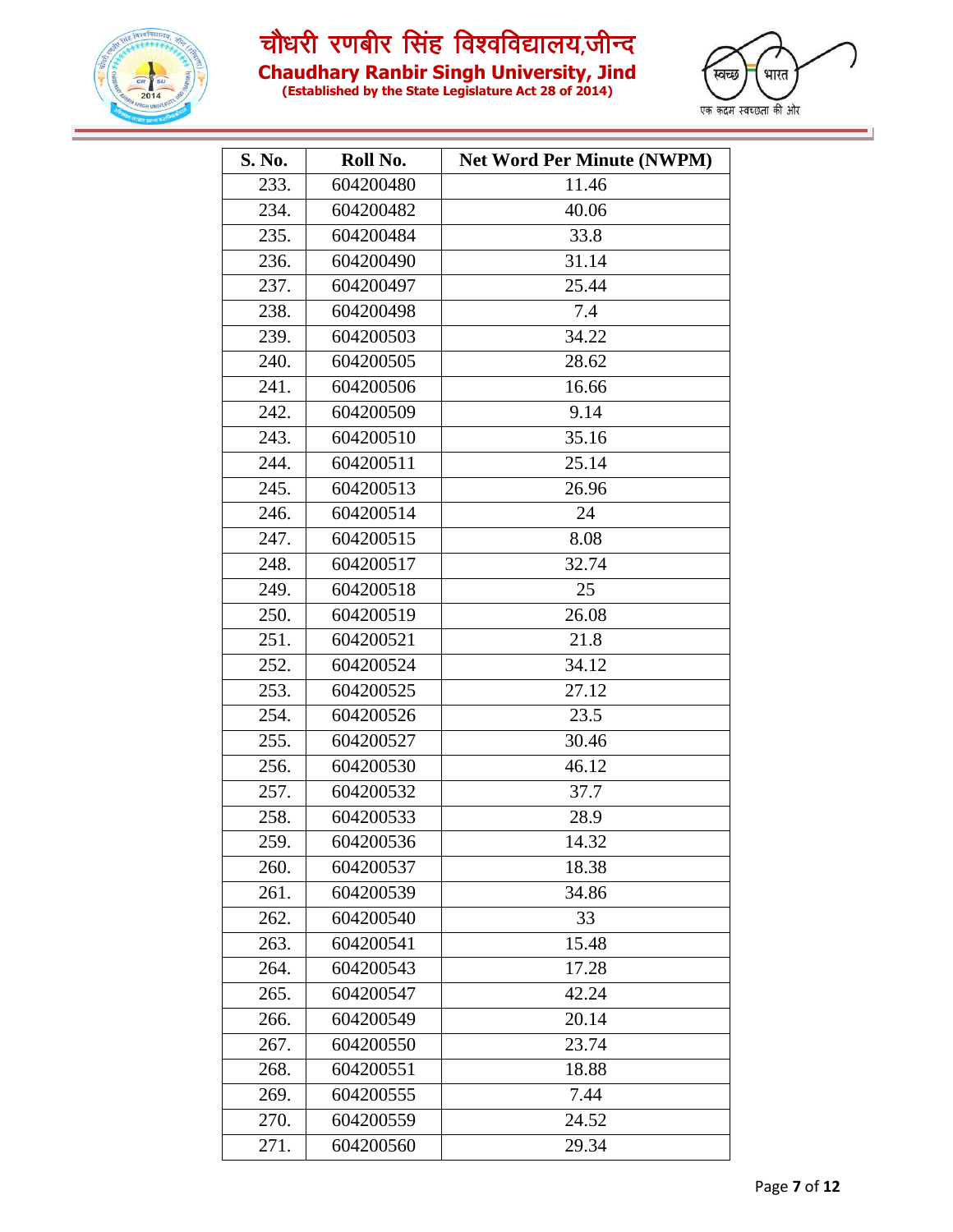| S. No. | Roll No. | Net Word Per Minute (NWPM) |
|---|---|---|
| 233. | 604200480 | 11.46 |
| 234. | 604200482 | 40.06 |
| 235. | 604200484 | 33.8 |
| 236. | 604200490 | 31.14 |
| 237. | 604200497 | 25.44 |
| 238. | 604200498 | 7.4 |
| 239. | 604200503 | 34.22 |
| 240. | 604200505 | 28.62 |
| 241. | 604200506 | 16.66 |
| 242. | 604200509 | 9.14 |
| 243. | 604200510 | 35.16 |
| 244. | 604200511 | 25.14 |
| 245. | 604200513 | 26.96 |
| 246. | 604200514 | 24 |
| 247. | 604200515 | 8.08 |
| 248. | 604200517 | 32.74 |
| 249. | 604200518 | 25 |
| 250. | 604200519 | 26.08 |
| 251. | 604200521 | 21.8 |
| 252. | 604200524 | 34.12 |
| 253. | 604200525 | 27.12 |
| 254. | 604200526 | 23.5 |
| 255. | 604200527 | 30.46 |
| 256. | 604200530 | 46.12 |
| 257. | 604200532 | 37.7 |
| 258. | 604200533 | 28.9 |
| 259. | 604200536 | 14.32 |
| 260. | 604200537 | 18.38 |
| 261. | 604200539 | 34.86 |
| 262. | 604200540 | 33 |
| 263. | 604200541 | 15.48 |
| 264. | 604200543 | 17.28 |
| 265. | 604200547 | 42.24 |
| 266. | 604200549 | 20.14 |
| 267. | 604200550 | 23.74 |
| 268. | 604200551 | 18.88 |
| 269. | 604200555 | 7.44 |
| 270. | 604200559 | 24.52 |
| 271. | 604200560 | 29.34 |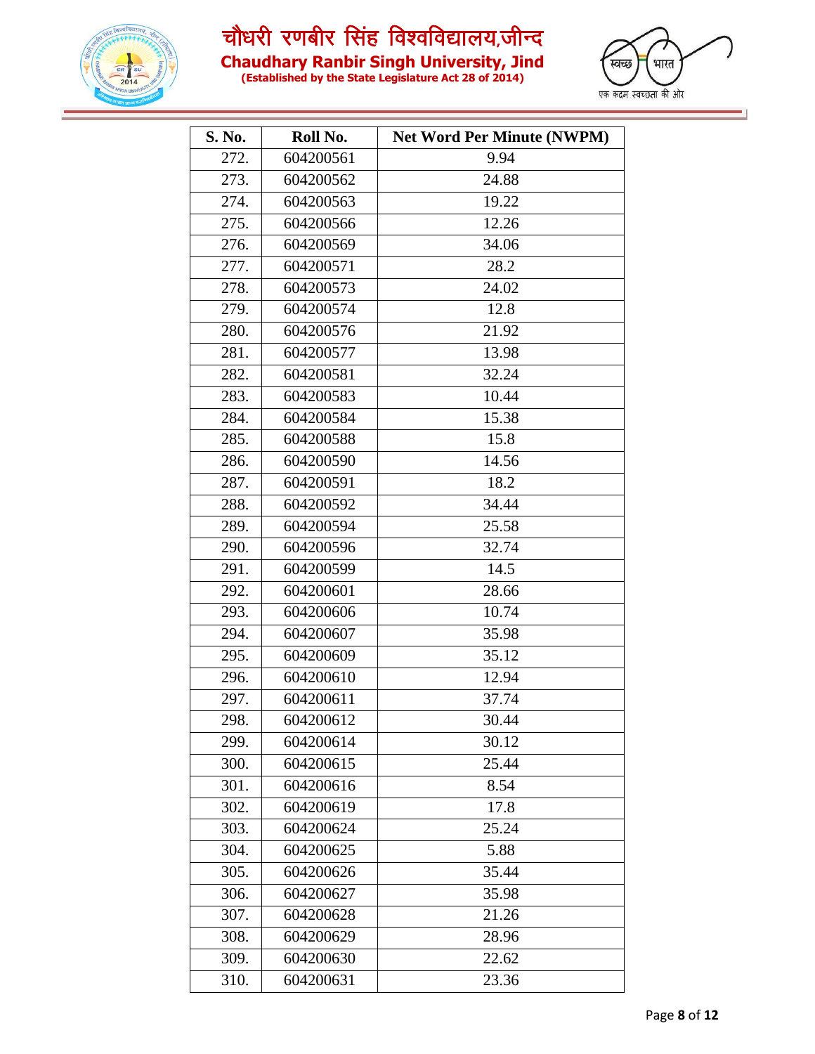| S. No. | Roll No. | Net Word Per Minute (NWPM) |
|---|---|---|
| 272. | 604200561 | 9.94 |
| 273. | 604200562 | 24.88 |
| 274. | 604200563 | 19.22 |
| 275. | 604200566 | 12.26 |
| 276. | 604200569 | 34.06 |
| 277. | 604200571 | 28.2 |
| 278. | 604200573 | 24.02 |
| 279. | 604200574 | 12.8 |
| 280. | 604200576 | 21.92 |
| 281. | 604200577 | 13.98 |
| 282. | 604200581 | 32.24 |
| 283. | 604200583 | 10.44 |
| 284. | 604200584 | 15.38 |
| 285. | 604200588 | 15.8 |
| 286. | 604200590 | 14.56 |
| 287. | 604200591 | 18.2 |
| 288. | 604200592 | 34.44 |
| 289. | 604200594 | 25.58 |
| 290. | 604200596 | 32.74 |
| 291. | 604200599 | 14.5 |
| 292. | 604200601 | 28.66 |
| 293. | 604200606 | 10.74 |
| 294. | 604200607 | 35.98 |
| 295. | 604200609 | 35.12 |
| 296. | 604200610 | 12.94 |
| 297. | 604200611 | 37.74 |
| 298. | 604200612 | 30.44 |
| 299. | 604200614 | 30.12 |
| 300. | 604200615 | 25.44 |
| 301. | 604200616 | 8.54 |
| 302. | 604200619 | 17.8 |
| 303. | 604200624 | 25.24 |
| 304. | 604200625 | 5.88 |
| 305. | 604200626 | 35.44 |
| 306. | 604200627 | 35.98 |
| 307. | 604200628 | 21.26 |
| 308. | 604200629 | 28.96 |
| 309. | 604200630 | 22.62 |
| 310. | 604200631 | 23.36 |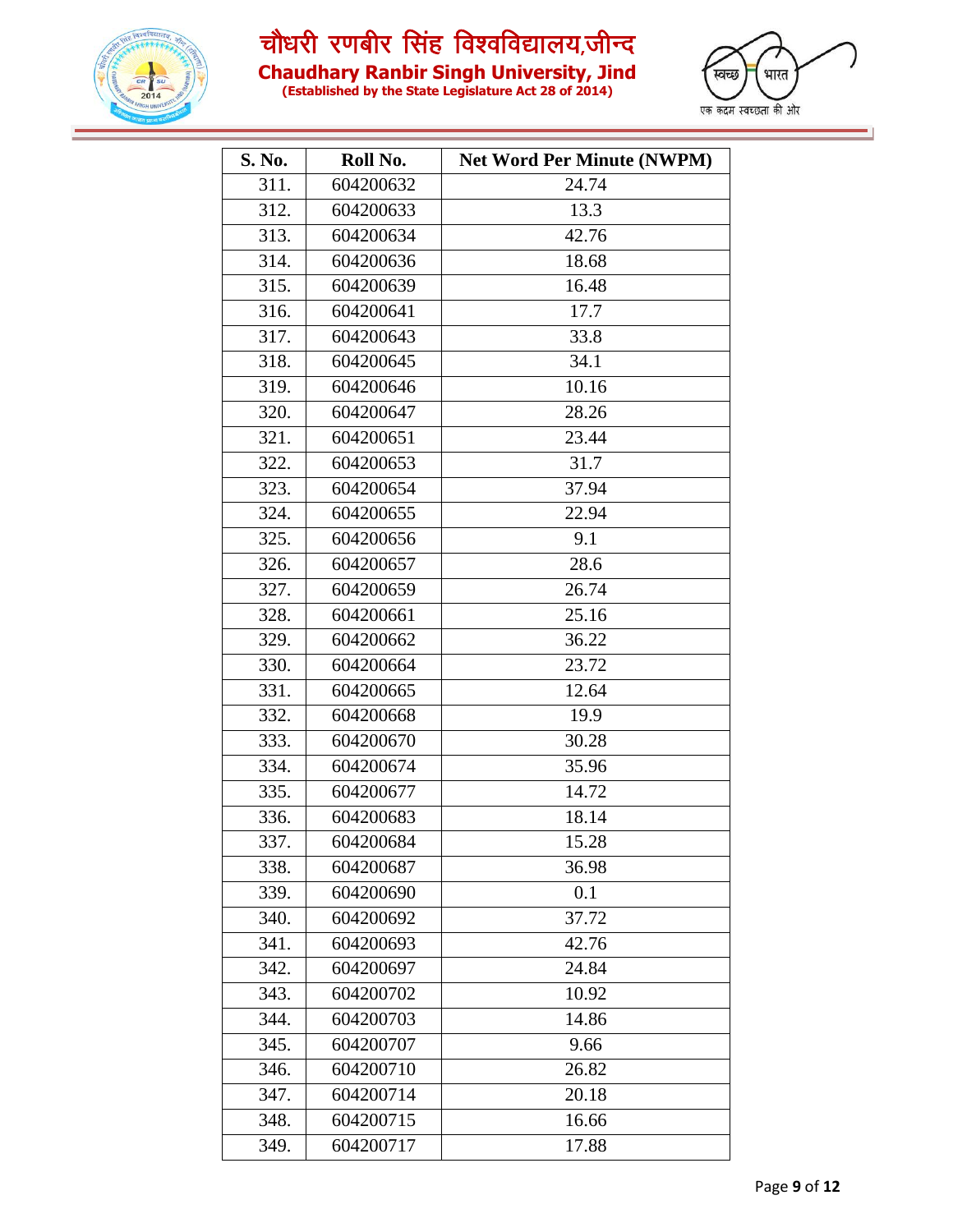# चौधरी रणबीर सिंह विश्वविद्यालय,जीन्द

## Chaudhary Ranbir Singh University, Jind

**(Established by the State Legislature Act 28 of 2014)**

| S. No. | Roll No. | Net Word Per Minute (NWPM) |
|---|---|---|
| 311. | 604200632 | 24.74 |
| 312. | 604200633 | 13.3 |
| 313. | 604200634 | 42.76 |
| 314. | 604200636 | 18.68 |
| 315. | 604200639 | 16.48 |
| 316. | 604200641 | 17.7 |
| 317. | 604200643 | 33.8 |
| 318. | 604200645 | 34.1 |
| 319. | 604200646 | 10.16 |
| 320. | 604200647 | 28.26 |
| 321. | 604200651 | 23.44 |
| 322. | 604200653 | 31.7 |
| 323. | 604200654 | 37.94 |
| 324. | 604200655 | 22.94 |
| 325. | 604200656 | 9.1 |
| 326. | 604200657 | 28.6 |
| 327. | 604200659 | 26.74 |
| 328. | 604200661 | 25.16 |
| 329. | 604200662 | 36.22 |
| 330. | 604200664 | 23.72 |
| 331. | 604200665 | 12.64 |
| 332. | 604200668 | 19.9 |
| 333. | 604200670 | 30.28 |
| 334. | 604200674 | 35.96 |
| 335. | 604200677 | 14.72 |
| 336. | 604200683 | 18.14 |
| 337. | 604200684 | 15.28 |
| 338. | 604200687 | 36.98 |
| 339. | 604200690 | 0.1 |
| 340. | 604200692 | 37.72 |
| 341. | 604200693 | 42.76 |
| 342. | 604200697 | 24.84 |
| 343. | 604200702 | 10.92 |
| 344. | 604200703 | 14.86 |
| 345. | 604200707 | 9.66 |
| 346. | 604200710 | 26.82 |
| 347. | 604200714 | 20.18 |
| 348. | 604200715 | 16.66 |
| 349. | 604200717 | 17.88 |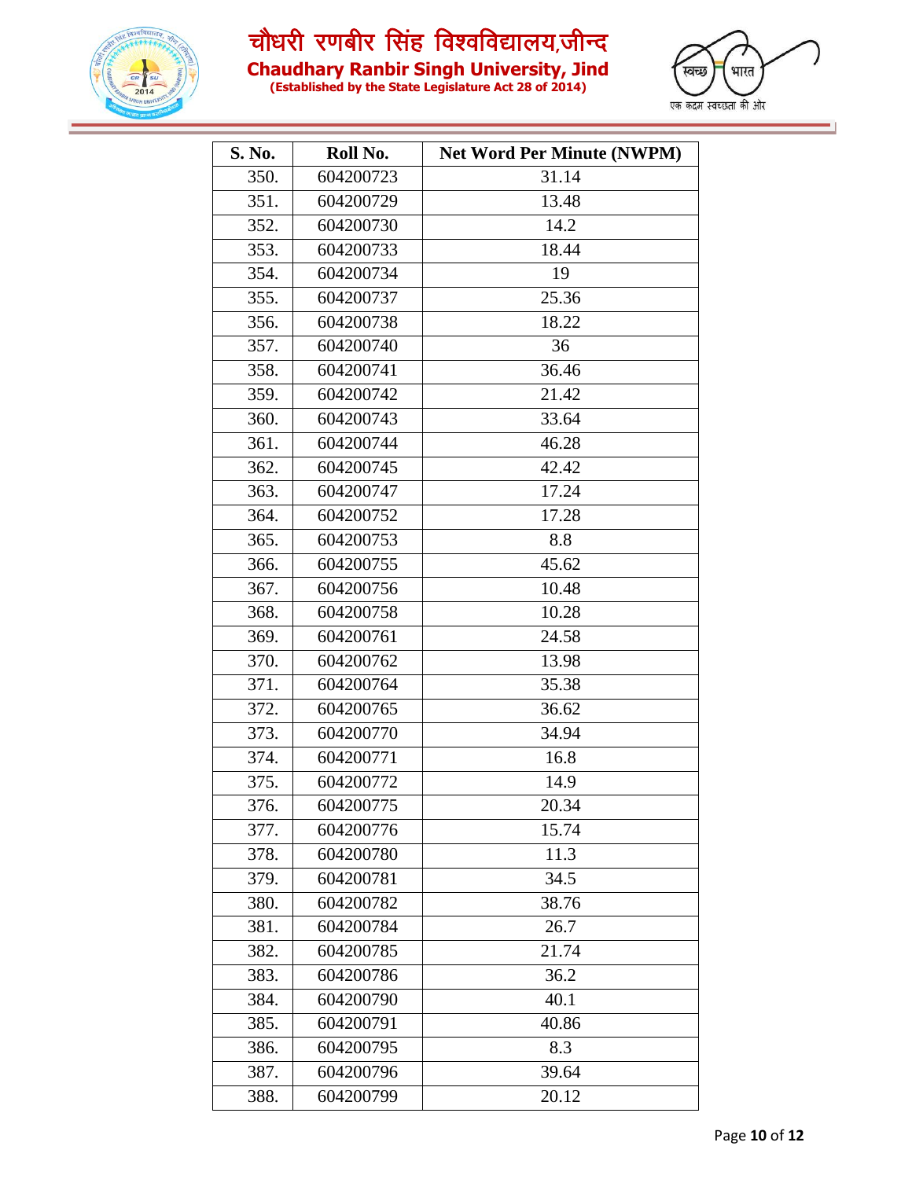| S. No. | Roll No. | Net Word Per Minute (NWPM) |
|---|---|---|
| 350. | 604200723 | 31.14 |
| 351. | 604200729 | 13.48 |
| 352. | 604200730 | 14.2 |
| 353. | 604200733 | 18.44 |
| 354. | 604200734 | 19 |
| 355. | 604200737 | 25.36 |
| 356. | 604200738 | 18.22 |
| 357. | 604200740 | 36 |
| 358. | 604200741 | 36.46 |
| 359. | 604200742 | 21.42 |
| 360. | 604200743 | 33.64 |
| 361. | 604200744 | 46.28 |
| 362. | 604200745 | 42.42 |
| 363. | 604200747 | 17.24 |
| 364. | 604200752 | 17.28 |
| 365. | 604200753 | 8.8 |
| 366. | 604200755 | 45.62 |
| 367. | 604200756 | 10.48 |
| 368. | 604200758 | 10.28 |
| 369. | 604200761 | 24.58 |
| 370. | 604200762 | 13.98 |
| 371. | 604200764 | 35.38 |
| 372. | 604200765 | 36.62 |
| 373. | 604200770 | 34.94 |
| 374. | 604200771 | 16.8 |
| 375. | 604200772 | 14.9 |
| 376. | 604200775 | 20.34 |
| 377. | 604200776 | 15.74 |
| 378. | 604200780 | 11.3 |
| 379. | 604200781 | 34.5 |
| 380. | 604200782 | 38.76 |
| 381. | 604200784 | 26.7 |
| 382. | 604200785 | 21.74 |
| 383. | 604200786 | 36.2 |
| 384. | 604200790 | 40.1 |
| 385. | 604200791 | 40.86 |
| 386. | 604200795 | 8.3 |
| 387. | 604200796 | 39.64 |
| 388. | 604200799 | 20.12 |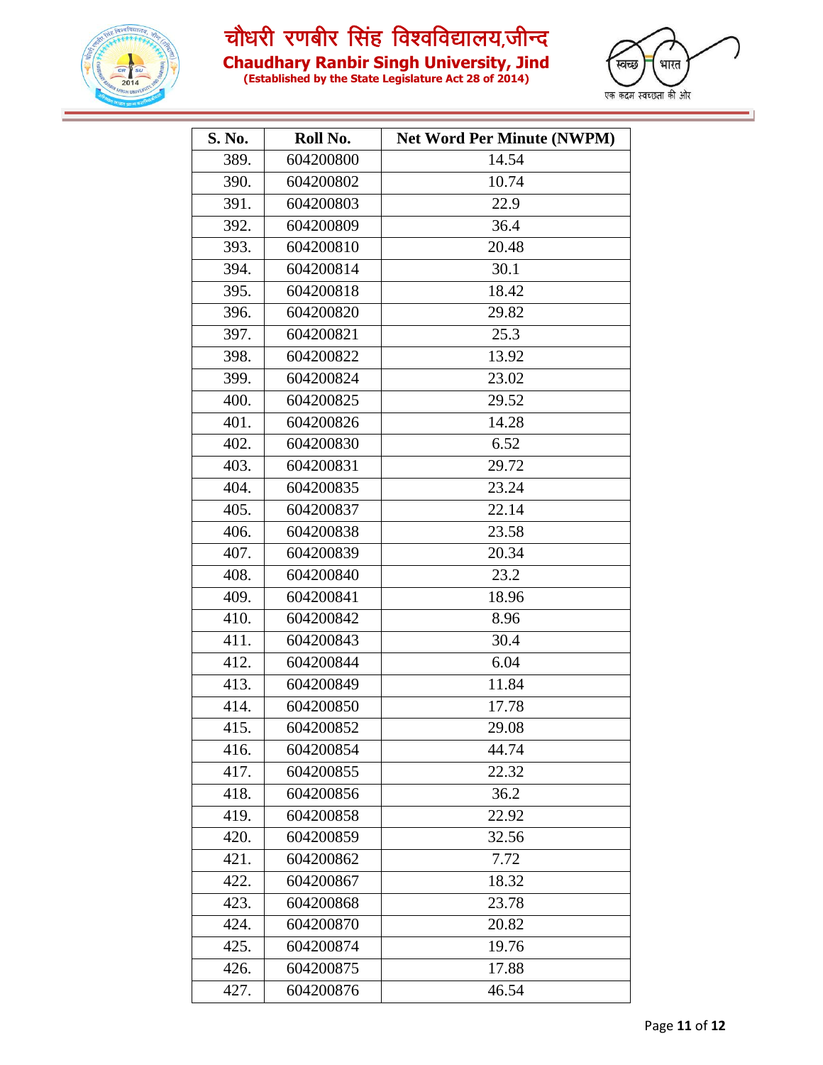| S. No. | Roll No. | Net Word Per Minute (NWPM) |
|---|---|---|
| 389. | 604200800 | 14.54 |
| 390. | 604200802 | 10.74 |
| 391. | 604200803 | 22.9 |
| 392. | 604200809 | 36.4 |
| 393. | 604200810 | 20.48 |
| 394. | 604200814 | 30.1 |
| 395. | 604200818 | 18.42 |
| 396. | 604200820 | 29.82 |
| 397. | 604200821 | 25.3 |
| 398. | 604200822 | 13.92 |
| 399. | 604200824 | 23.02 |
| 400. | 604200825 | 29.52 |
| 401. | 604200826 | 14.28 |
| 402. | 604200830 | 6.52 |
| 403. | 604200831 | 29.72 |
| 404. | 604200835 | 23.24 |
| 405. | 604200837 | 22.14 |
| 406. | 604200838 | 23.58 |
| 407. | 604200839 | 20.34 |
| 408. | 604200840 | 23.2 |
| 409. | 604200841 | 18.96 |
| 410. | 604200842 | 8.96 |
| 411. | 604200843 | 30.4 |
| 412. | 604200844 | 6.04 |
| 413. | 604200849 | 11.84 |
| 414. | 604200850 | 17.78 |
| 415. | 604200852 | 29.08 |
| 416. | 604200854 | 44.74 |
| 417. | 604200855 | 22.32 |
| 418. | 604200856 | 36.2 |
| 419. | 604200858 | 22.92 |
| 420. | 604200859 | 32.56 |
| 421. | 604200862 | 7.72 |
| 422. | 604200867 | 18.32 |
| 423. | 604200868 | 23.78 |
| 424. | 604200870 | 20.82 |
| 425. | 604200874 | 19.76 |
| 426. | 604200875 | 17.88 |
| 427. | 604200876 | 46.54 |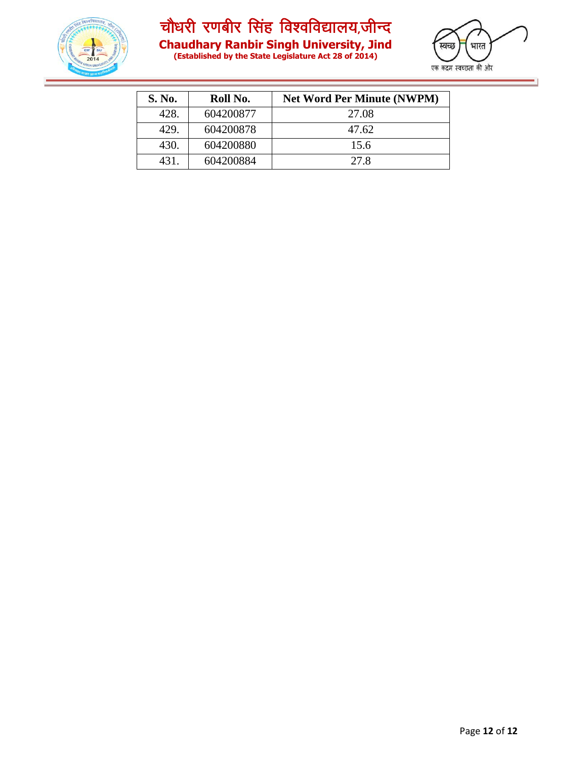| S. No. | Roll No. | Net Word Per Minute (NWPM) |
|---|---|---|
| 428. | 604200877 | 27.08 |
| 429. | 604200878 | 47.62 |
| 430. | 604200880 | 15.6 |
| 431. | 604200884 | 27.8 |